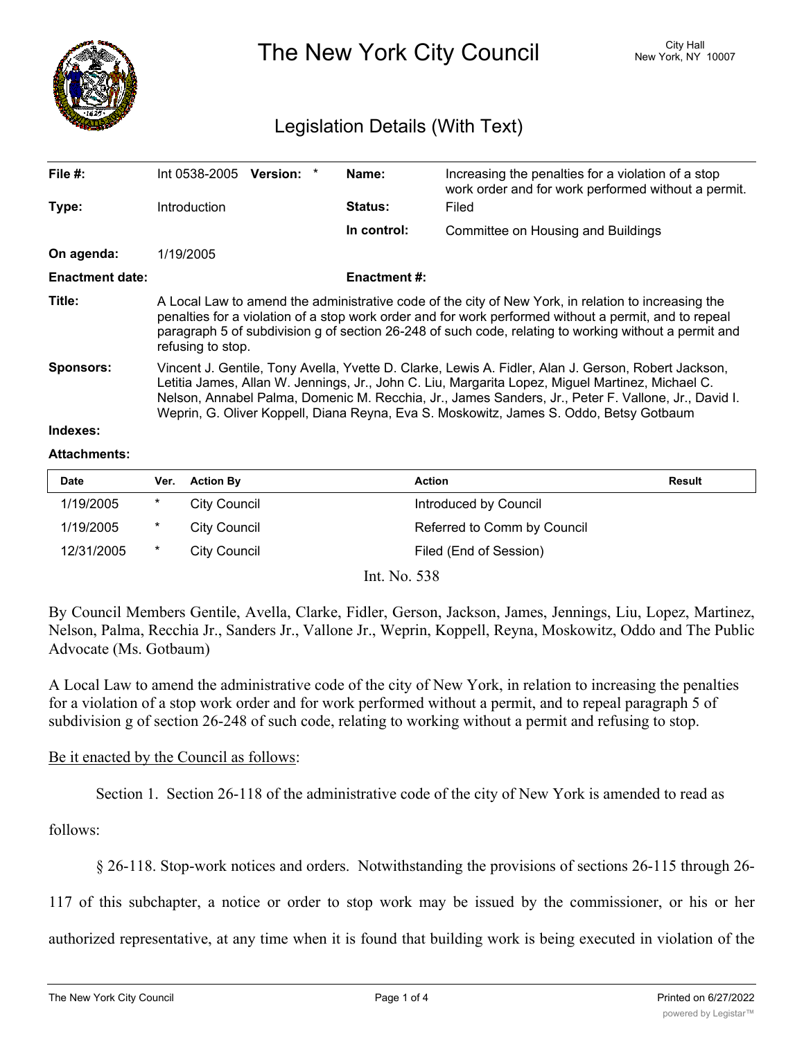# The New York City Council

City Hall
New York, NY 10007

## Legislation Details (With Text)

| | | | |
|---|---|---|---|
| **File #:** | Int 0538-2005 **Version:** * | **Name:** | Increasing the penalties for a violation of a stop work order and for work performed without a permit. |
| **Type:** | Introduction | **Status:** | Filed |
| | | **In control:** | Committee on Housing and Buildings |
| **On agenda:** | 1/19/2005 | | |
| **Enactment date:** | | **Enactment #:** | |

**Title:** A Local Law to amend the administrative code of the city of New York, in relation to increasing the penalties for a violation of a stop work order and for work performed without a permit, and to repeal paragraph 5 of subdivision g of section 26-248 of such code, relating to working without a permit and refusing to stop.

**Sponsors:** Vincent J. Gentile, Tony Avella, Yvette D. Clarke, Lewis A. Fidler, Alan J. Gerson, Robert Jackson, Letitia James, Allan W. Jennings, Jr., John C. Liu, Margarita Lopez, Miguel Martinez, Michael C. Nelson, Annabel Palma, Domenic M. Recchia, Jr., James Sanders, Jr., Peter F. Vallone, Jr., David I. Weprin, G. Oliver Koppell, Diana Reyna, Eva S. Moskowitz, James S. Oddo, Betsy Gotbaum

**Indexes:**

**Attachments:**

| Date | Ver. | Action By | Action | Result |
|---|---|---|---|---|
| 1/19/2005 | * | City Council | Introduced by Council | |
| 1/19/2005 | * | City Council | Referred to Comm by Council | |
| 12/31/2005 | * | City Council | Filed (End of Session) | |

Int. No. 538

By Council Members Gentile, Avella, Clarke, Fidler, Gerson, Jackson, James, Jennings, Liu, Lopez, Martinez, Nelson, Palma, Recchia Jr., Sanders Jr., Vallone Jr., Weprin, Koppell, Reyna, Moskowitz, Oddo and The Public Advocate (Ms. Gotbaum)

A Local Law to amend the administrative code of the city of New York, in relation to increasing the penalties for a violation of a stop work order and for work performed without a permit, and to repeal paragraph 5 of subdivision g of section 26-248 of such code, relating to working without a permit and refusing to stop.

Be it enacted by the Council as follows:

Section 1. Section 26-118 of the administrative code of the city of New York is amended to read as follows:

§ 26-118. Stop-work notices and orders. Notwithstanding the provisions of sections 26-115 through 26-117 of this subchapter, a notice or order to stop work may be issued by the commissioner, or his or her authorized representative, at any time when it is found that building work is being executed in violation of the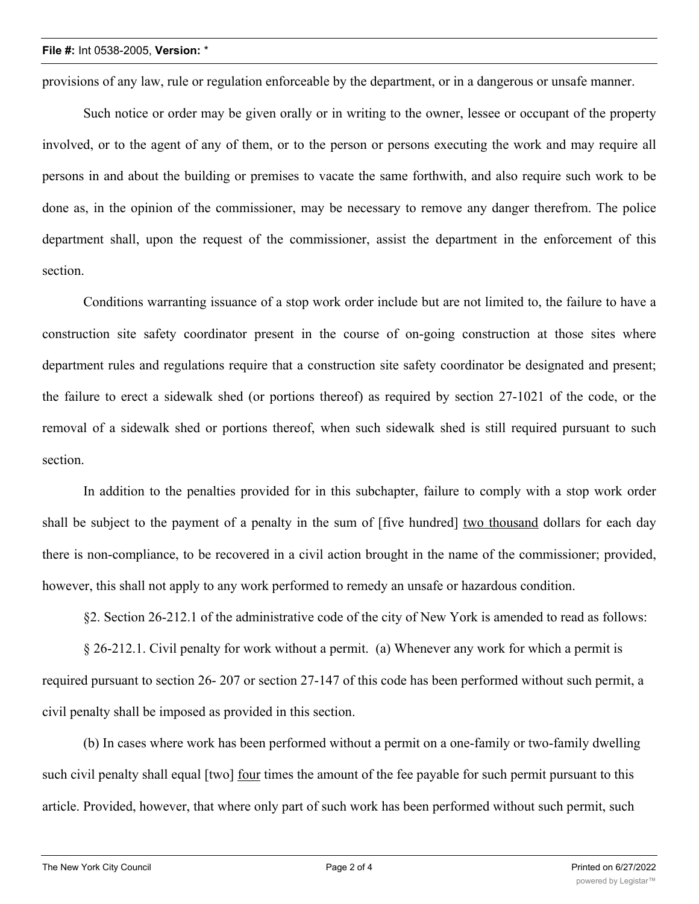provisions of any law, rule or regulation enforceable by the department, or in a dangerous or unsafe manner.

Such notice or order may be given orally or in writing to the owner, lessee or occupant of the property involved, or to the agent of any of them, or to the person or persons executing the work and may require all persons in and about the building or premises to vacate the same forthwith, and also require such work to be done as, in the opinion of the commissioner, may be necessary to remove any danger therefrom. The police department shall, upon the request of the commissioner, assist the department in the enforcement of this section.

Conditions warranting issuance of a stop work order include but are not limited to, the failure to have a construction site safety coordinator present in the course of on-going construction at those sites where department rules and regulations require that a construction site safety coordinator be designated and present; the failure to erect a sidewalk shed (or portions thereof) as required by section 27-1021 of the code, or the removal of a sidewalk shed or portions thereof, when such sidewalk shed is still required pursuant to such section.

In addition to the penalties provided for in this subchapter, failure to comply with a stop work order shall be subject to the payment of a penalty in the sum of [five hundred] <u>two thousand</u> dollars for each day there is non-compliance, to be recovered in a civil action brought in the name of the commissioner; provided, however, this shall not apply to any work performed to remedy an unsafe or hazardous condition.

§2. Section 26-212.1 of the administrative code of the city of New York is amended to read as follows:

§ 26-212.1. Civil penalty for work without a permit. (a) Whenever any work for which a permit is required pursuant to section 26- 207 or section 27-147 of this code has been performed without such permit, a civil penalty shall be imposed as provided in this section.

(b) In cases where work has been performed without a permit on a one-family or two-family dwelling such civil penalty shall equal [two] <u>four</u> times the amount of the fee payable for such permit pursuant to this article. Provided, however, that where only part of such work has been performed without such permit, such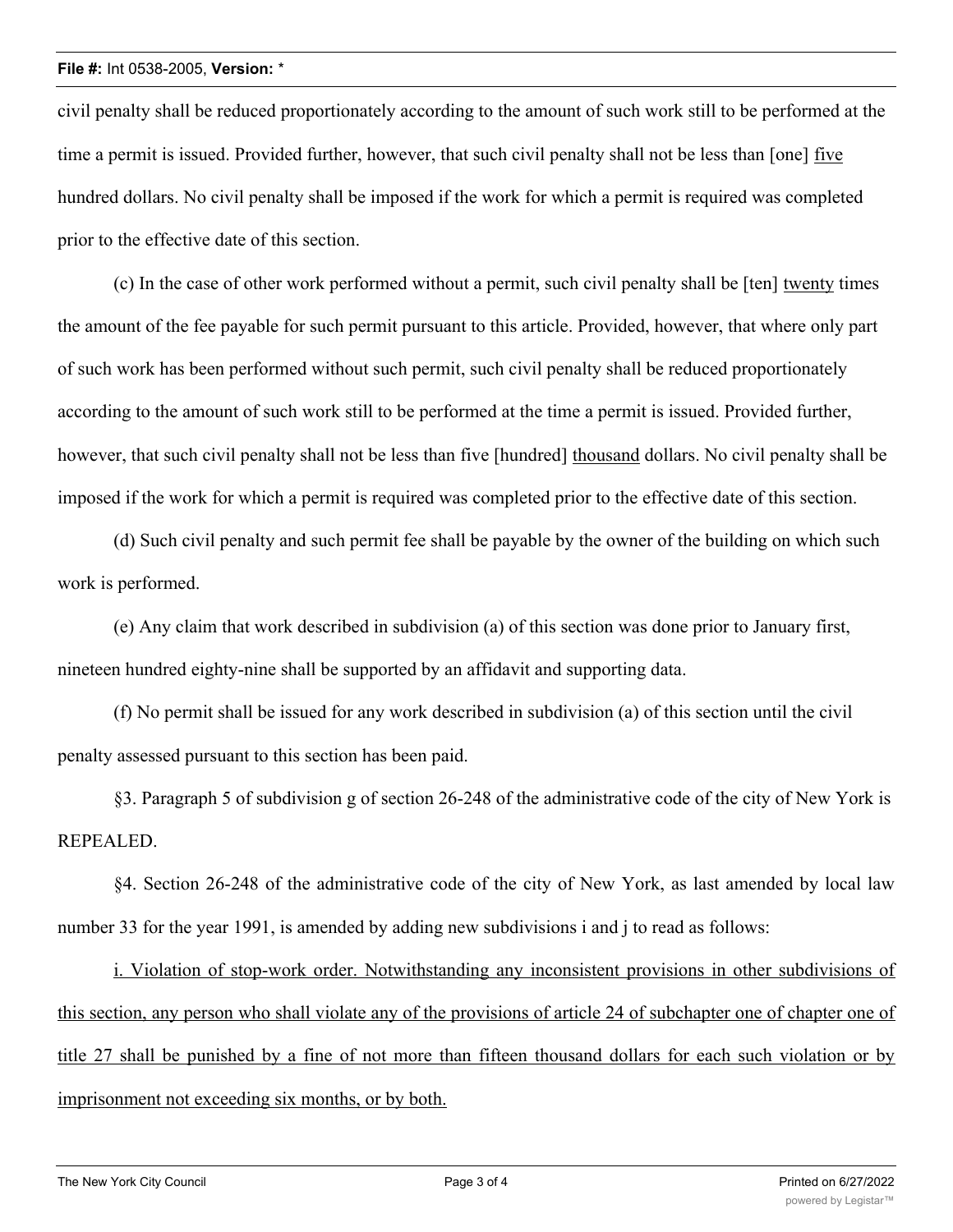civil penalty shall be reduced proportionately according to the amount of such work still to be performed at the time a permit is issued. Provided further, however, that such civil penalty shall not be less than [one] <u>five</u> hundred dollars. No civil penalty shall be imposed if the work for which a permit is required was completed prior to the effective date of this section.

(c) In the case of other work performed without a permit, such civil penalty shall be [ten] <u>twenty</u> times the amount of the fee payable for such permit pursuant to this article. Provided, however, that where only part of such work has been performed without such permit, such civil penalty shall be reduced proportionately according to the amount of such work still to be performed at the time a permit is issued. Provided further, however, that such civil penalty shall not be less than five [hundred] <u>thousand</u> dollars. No civil penalty shall be imposed if the work for which a permit is required was completed prior to the effective date of this section.

(d) Such civil penalty and such permit fee shall be payable by the owner of the building on which such work is performed.

(e) Any claim that work described in subdivision (a) of this section was done prior to January first, nineteen hundred eighty-nine shall be supported by an affidavit and supporting data.

(f) No permit shall be issued for any work described in subdivision (a) of this section until the civil penalty assessed pursuant to this section has been paid.

§3. Paragraph 5 of subdivision g of section 26-248 of the administrative code of the city of New York is REPEALED.

§4. Section 26-248 of the administrative code of the city of New York, as last amended by local law number 33 for the year 1991, is amended by adding new subdivisions i and j to read as follows:

<u>i. Violation of stop-work order. Notwithstanding any inconsistent provisions in other subdivisions of this section, any person who shall violate any of the provisions of article 24 of subchapter one of chapter one of title 27 shall be punished by a fine of not more than fifteen thousand dollars for each such violation or by imprisonment not exceeding six months, or by both.</u>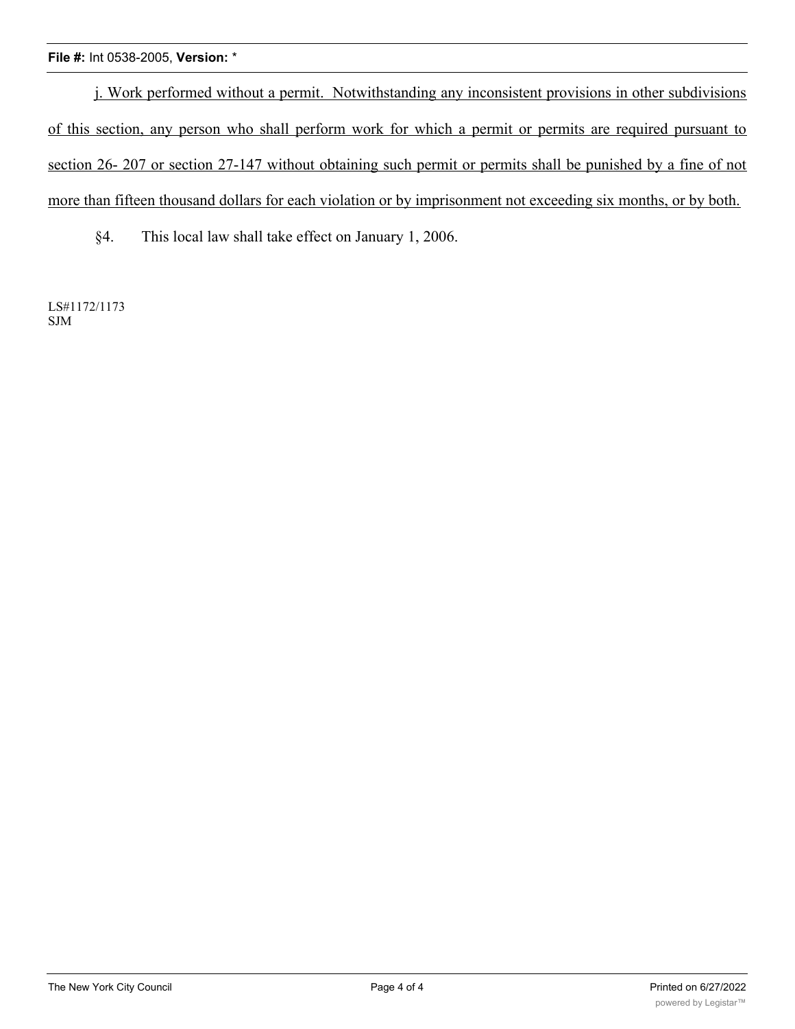j. Work performed without a permit. Notwithstanding any inconsistent provisions in other subdivisions of this section, any person who shall perform work for which a permit or permits are required pursuant to section 26- 207 or section 27-147 without obtaining such permit or permits shall be punished by a fine of not more than fifteen thousand dollars for each violation or by imprisonment not exceeding six months, or by both.

§4. This local law shall take effect on January 1, 2006.

LS#1172/1173
SJM